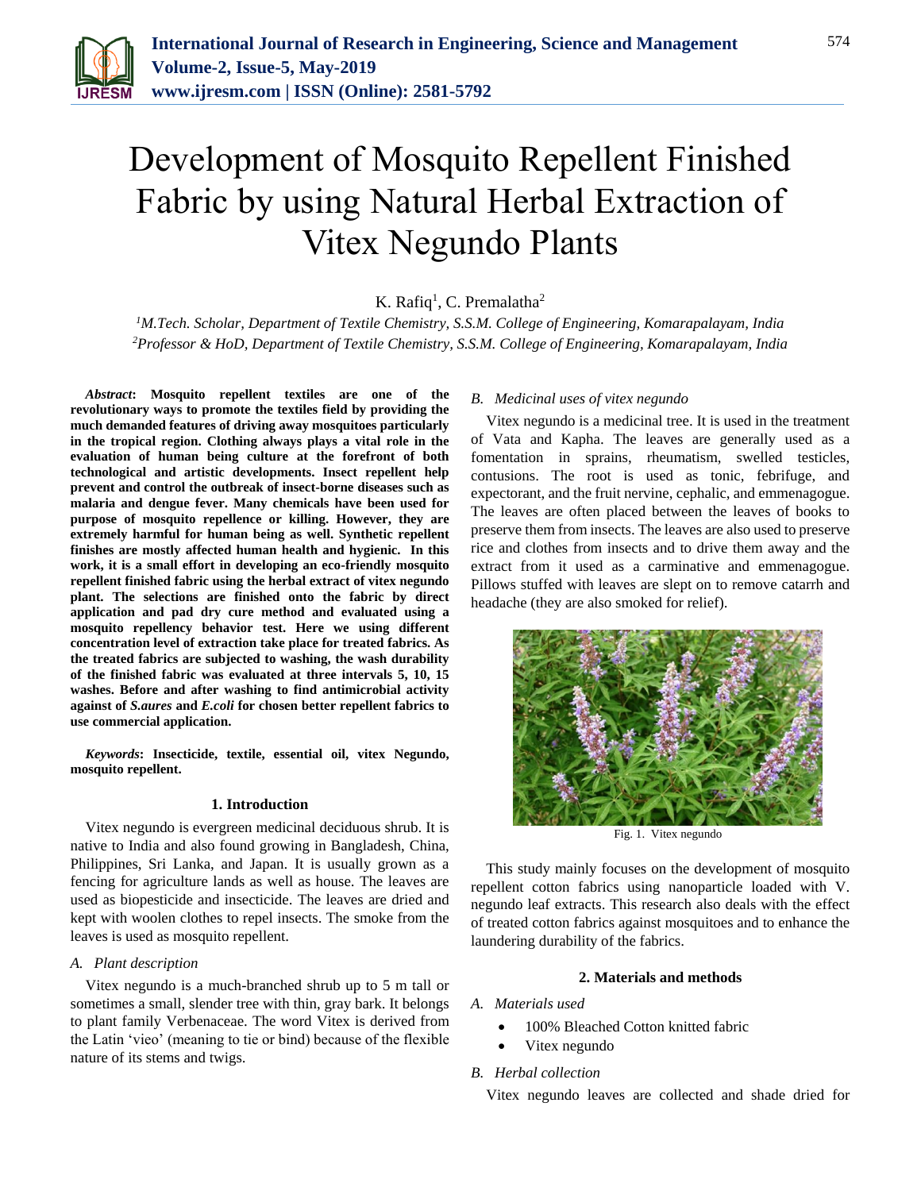# Development of Mosquito Repellent Finished Fabric by using Natural Herbal Extraction of Vitex Negundo Plants

K. Rafiq[1], C. Premalatha[2]

[1]M.Tech. Scholar, Department of Textile Chemistry, S.S.M. College of Engineering, Komarapalayam, India
[2]Professor & HoD, Department of Textile Chemistry, S.S.M. College of Engineering, Komarapalayam, India

***Abstract*: Mosquito repellent textiles are one of the revolutionary ways to promote the textiles field by providing the much demanded features of driving away mosquitoes particularly in the tropical region. Clothing always plays a vital role in the evaluation of human being culture at the forefront of both technological and artistic developments. Insect repellent help prevent and control the outbreak of insect-borne diseases such as malaria and dengue fever. Many chemicals have been used for purpose of mosquito repellence or killing. However, they are extremely harmful for human being as well. Synthetic repellent finishes are mostly affected human health and hygienic. In this work, it is a small effort in developing an eco-friendly mosquito repellent finished fabric using the herbal extract of vitex negundo plant. The selections are finished onto the fabric by direct application and pad dry cure method and evaluated using a mosquito repellency behavior test. Here we using different concentration level of extraction take place for treated fabrics. As the treated fabrics are subjected to washing, the wash durability of the finished fabric was evaluated at three intervals 5, 10, 15 washes. Before and after washing to find antimicrobial activity against of *S.aures* and *E.coli* for chosen better repellent fabrics to use commercial application.**

***Keywords*: Insecticide, textile, essential oil, vitex Negundo, mosquito repellent.**

## 1. Introduction

Vitex negundo is evergreen medicinal deciduous shrub. It is native to India and also found growing in Bangladesh, China, Philippines, Sri Lanka, and Japan. It is usually grown as a fencing for agriculture lands as well as house. The leaves are used as biopesticide and insecticide. The leaves are dried and kept with woolen clothes to repel insects. The smoke from the leaves is used as mosquito repellent.

### *A. Plant description*

Vitex negundo is a much-branched shrub up to 5 m tall or sometimes a small, slender tree with thin, gray bark. It belongs to plant family Verbenaceae. The word Vitex is derived from the Latin 'vieo' (meaning to tie or bind) because of the flexible nature of its stems and twigs.

### *B. Medicinal uses of vitex negundo*

Vitex negundo is a medicinal tree. It is used in the treatment of Vata and Kapha. The leaves are generally used as a fomentation in sprains, rheumatism, swelled testicles, contusions. The root is used as tonic, febrifuge, and expectorant, and the fruit nervine, cephalic, and emmenagogue. The leaves are often placed between the leaves of books to preserve them from insects. The leaves are also used to preserve rice and clothes from insects and to drive them away and the extract from it used as a carminative and emmenagogue. Pillows stuffed with leaves are slept on to remove catarrh and headache (they are also smoked for relief).

Fig. 1. Vitex negundo

This study mainly focuses on the development of mosquito repellent cotton fabrics using nanoparticle loaded with V. negundo leaf extracts. This research also deals with the effect of treated cotton fabrics against mosquitoes and to enhance the laundering durability of the fabrics.

## 2. Materials and methods

### *A. Materials used*

- 100% Bleached Cotton knitted fabric
- Vitex negundo

### *B. Herbal collection*

Vitex negundo leaves are collected and shade dried for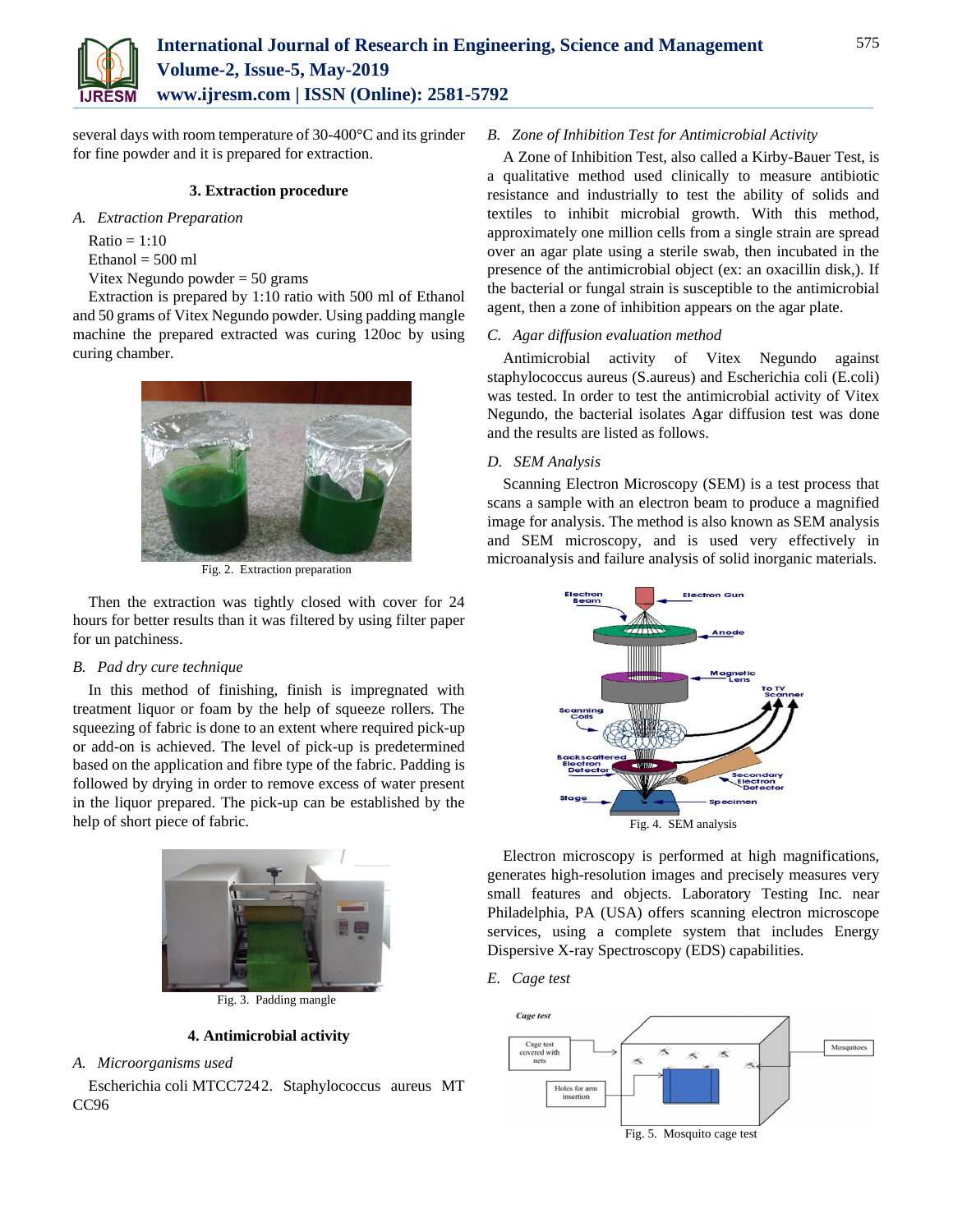several days with room temperature of 30-400°C and its grinder for fine powder and it is prepared for extraction.

## 3. Extraction procedure

### A. Extraction Preparation

Ratio = 1:10

Ethanol = 500 ml

Vitex Negundo powder = 50 grams

Extraction is prepared by 1:10 ratio with 500 ml of Ethanol and 50 grams of Vitex Negundo powder. Using padding mangle machine the prepared extracted was curing 120oc by using curing chamber.

Fig. 2. Extraction preparation

Then the extraction was tightly closed with cover for 24 hours for better results than it was filtered by using filter paper for un patchiness.

### B. Pad dry cure technique

In this method of finishing, finish is impregnated with treatment liquor or foam by the help of squeeze rollers. The squeezing of fabric is done to an extent where required pick-up or add-on is achieved. The level of pick-up is predetermined based on the application and fibre type of the fabric. Padding is followed by drying in order to remove excess of water present in the liquor prepared. The pick-up can be established by the help of short piece of fabric.

Fig. 3. Padding mangle

## 4. Antimicrobial activity

### A. Microorganisms used

Escherichia coli MTCC7242. Staphylococcus aureus MT CC96

### B. Zone of Inhibition Test for Antimicrobial Activity

A Zone of Inhibition Test, also called a Kirby-Bauer Test, is a qualitative method used clinically to measure antibiotic resistance and industrially to test the ability of solids and textiles to inhibit microbial growth. With this method, approximately one million cells from a single strain are spread over an agar plate using a sterile swab, then incubated in the presence of the antimicrobial object (ex: an oxacillin disk,). If the bacterial or fungal strain is susceptible to the antimicrobial agent, then a zone of inhibition appears on the agar plate.

### C. Agar diffusion evaluation method

Antimicrobial activity of Vitex Negundo against staphylococcus aureus (S.aureus) and Escherichia coli (E.coli) was tested. In order to test the antimicrobial activity of Vitex Negundo, the bacterial isolates Agar diffusion test was done and the results are listed as follows.

### D. SEM Analysis

Scanning Electron Microscopy (SEM) is a test process that scans a sample with an electron beam to produce a magnified image for analysis. The method is also known as SEM analysis and SEM microscopy, and is used very effectively in microanalysis and failure analysis of solid inorganic materials.

Fig. 4. SEM analysis

Electron microscopy is performed at high magnifications, generates high-resolution images and precisely measures very small features and objects. Laboratory Testing Inc. near Philadelphia, PA (USA) offers scanning electron microscope services, using a complete system that includes Energy Dispersive X-ray Spectroscopy (EDS) capabilities.

### E. Cage test

Fig. 5. Mosquito cage test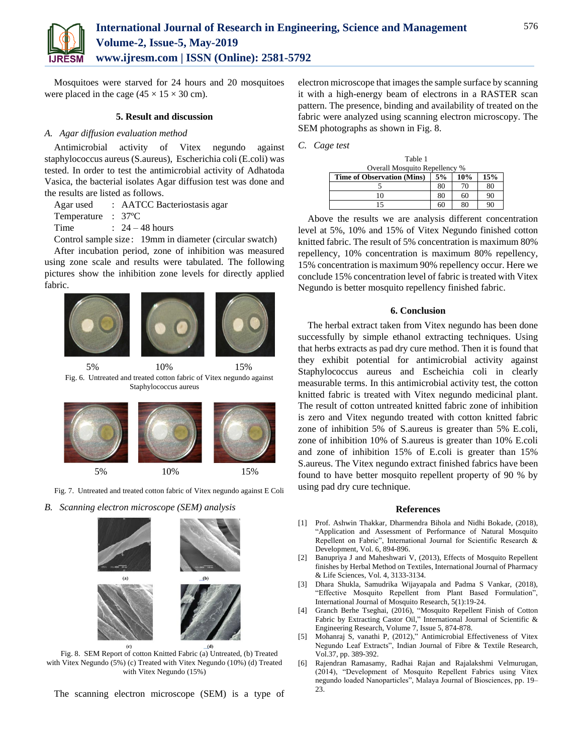Mosquitoes were starved for 24 hours and 20 mosquitoes were placed in the cage (45 × 15 × 30 cm).

## 5. Result and discussion

### *A. Agar diffusion evaluation method*

Antimicrobial activity of Vitex negundo against staphylococcus aureus (S.aureus), Escherichia coli (E.coli) was tested. In order to test the antimicrobial activity of Adhatoda Vasica, the bacterial isolates Agar diffusion test was done and the results are listed as follows.

Agar used : AATCC Bacteriostasis agar
Temperature : 37ºC
Time : 24 – 48 hours
Control sample size : 19mm in diameter (circular swatch)

After incubation period, zone of inhibition was measured using zone scale and results were tabulated. The following pictures show the inhibition zone levels for directly applied fabric.

5% 10% 15%

Fig. 6. Untreated and treated cotton fabric of Vitex negundo against Staphylococcus aureus

5% 10% 15%

Fig. 7. Untreated and treated cotton fabric of Vitex negundo against E Coli

### *B. Scanning electron microscope (SEM) analysis*

(a) (b) (c) (d)

Fig. 8. SEM Report of cotton Knitted Fabric (a) Untreated, (b) Treated with Vitex Negundo (5%) (c) Treated with Vitex Negundo (10%) (d) Treated with Vitex Negundo (15%)

The scanning electron microscope (SEM) is a type of electron microscope that images the sample surface by scanning it with a high-energy beam of electrons in a RASTER scan pattern. The presence, binding and availability of treated on the fabric were analyzed using scanning electron microscopy. The SEM photographs as shown in Fig. 8.

### *C. Cage test*

Table 1
Overall Mosquito Repellency %

| Time of Observation (Mins) | 5% | 10% | 15% |
|---|---|---|---|
| 5 | 80 | 70 | 80 |
| 10 | 80 | 60 | 90 |
| 15 | 60 | 80 | 90 |

Above the results we are analysis different concentration level at 5%, 10% and 15% of Vitex Negundo finished cotton knitted fabric. The result of 5% concentration is maximum 80% repellency, 10% concentration is maximum 80% repellency, 15% concentration is maximum 90% repellency occur. Here we conclude 15% concentration level of fabric is treated with Vitex Negundo is better mosquito repellency finished fabric.

## 6. Conclusion

The herbal extract taken from Vitex negundo has been done successfully by simple ethanol extracting techniques. Using that herbs extracts as pad dry cure method. Then it is found that they exhibit potential for antimicrobial activity against Staphylococcus aureus and Escheichia coli in clearly measurable terms. In this antimicrobial activity test, the cotton knitted fabric is treated with Vitex negundo medicinal plant. The result of cotton untreated knitted fabric zone of inhibition is zero and Vitex negundo treated with cotton knitted fabric zone of inhibition 5% of S.aureus is greater than 5% E.coli, zone of inhibition 10% of S.aureus is greater than 10% E.coli and zone of inhibition 15% of E.coli is greater than 15% S.aureus. The Vitex negundo extract finished fabrics have been found to have better mosquito repellent property of 90 % by using pad dry cure technique.

## References

[1] Prof. Ashwin Thakkar, Dharmendra Bihola and Nidhi Bokade, (2018), "Application and Assessment of Performance of Natural Mosquito Repellent on Fabric", International Journal for Scientific Research & Development, Vol. 6, 894-896.

[2] Banupriya J and Maheshwari V, (2013), Effects of Mosquito Repellent finishes by Herbal Method on Textiles, International Journal of Pharmacy & Life Sciences, Vol. 4, 3133-3134.

[3] Dhara Shukla, Samudrika Wijayapala and Padma S Vankar, (2018), "Effective Mosquito Repellent from Plant Based Formulation", International Journal of Mosquito Research, 5(1):19-24.

[4] Granch Berhe Tseghai, (2016), "Mosquito Repellent Finish of Cotton Fabric by Extracting Castor Oil," International Journal of Scientific & Engineering Research, Volume 7, Issue 5, 874-878.

[5] Mohanraj S, vanathi P, (2012)," Antimicrobial Effectiveness of Vitex Negundo Leaf Extracts", Indian Journal of Fibre & Textile Research, Vol.37, pp. 389-392.

[6] Rajendran Ramasamy, Radhai Rajan and Rajalakshmi Velmurugan, (2014), "Development of Mosquito Repellent Fabrics using Vitex negundo loaded Nanoparticles", Malaya Journal of Biosciences, pp. 19–23.